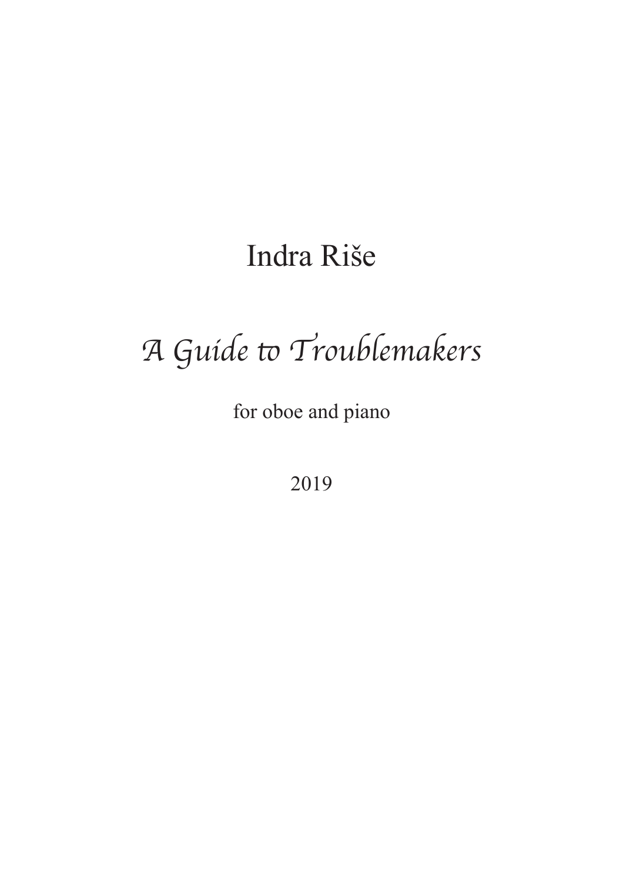Indra Riše

# *A Guide to Troublemakers*

for oboe and piano

2019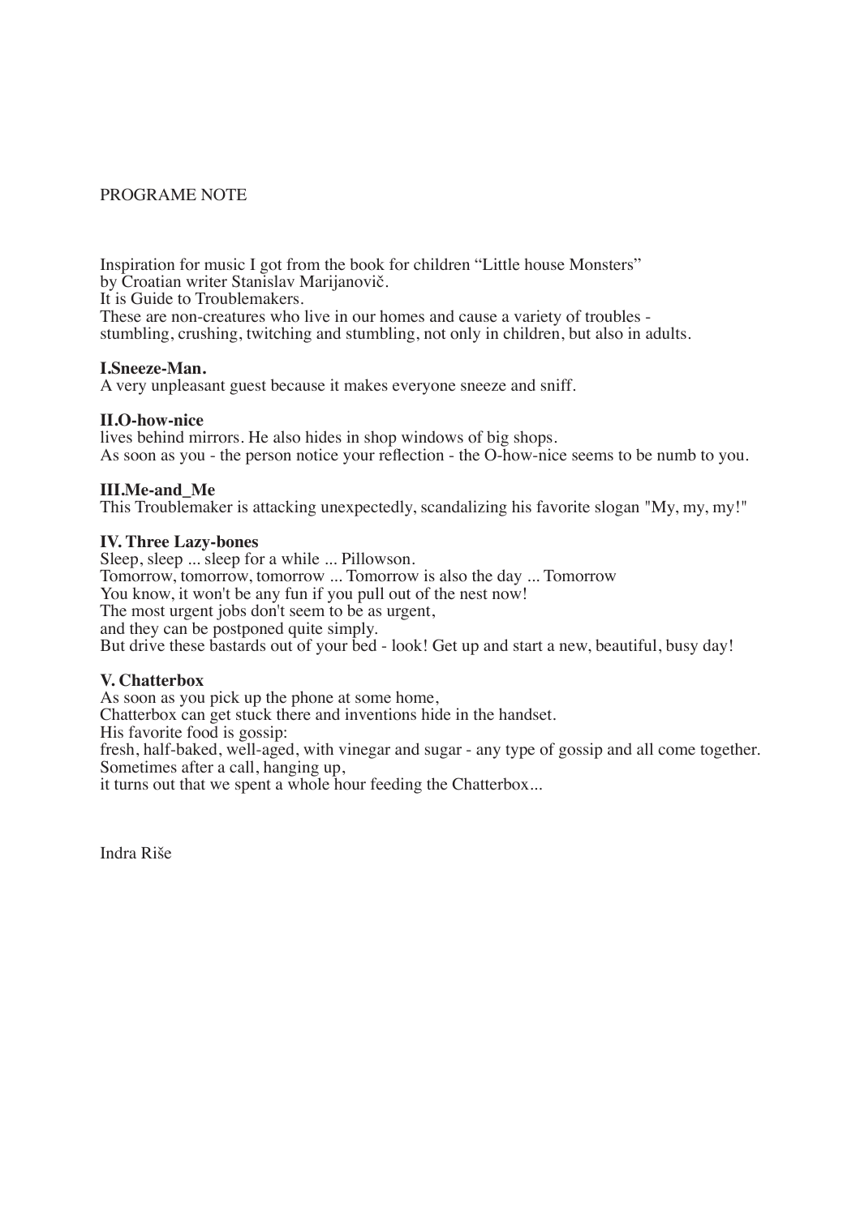PROGRAME NOTE

Inspiration for music I got from the book for children "Little house Monsters" by Croatian writer Stanislav Marijanovič.
It is Guide to Troublemakers.
These are non-creatures who live in our homes and cause a variety of troubles - stumbling, crushing, twitching and stumbling, not only in children, but also in adults.

**I.Sneeze-Man.**
A very unpleasant guest because it makes everyone sneeze and sniff.

**II.O-how-nice**
lives behind mirrors. He also hides in shop windows of big shops.
As soon as you - the person notice your reflection - the O-how-nice seems to be numb to you.

**III.Me-and_Me**
This Troublemaker is attacking unexpectedly, scandalizing his favorite slogan "My, my, my!"

**IV. Three Lazy-bones**
Sleep, sleep ... sleep for a while ... Pillowson.
Tomorrow, tomorrow, tomorrow ... Tomorrow is also the day ... Tomorrow
You know, it won't be any fun if you pull out of the nest now!
The most urgent jobs don't seem to be as urgent,
and they can be postponed quite simply.
But drive these bastards out of your bed - look! Get up and start a new, beautiful, busy day!

**V. Chatterbox**
As soon as you pick up the phone at some home,
Chatterbox can get stuck there and inventions hide in the handset.
His favorite food is gossip:
fresh, half-baked, well-aged, with vinegar and sugar - any type of gossip and all come together.
Sometimes after a call, hanging up,
it turns out that we spent a whole hour feeding the Chatterbox...

Indra Riše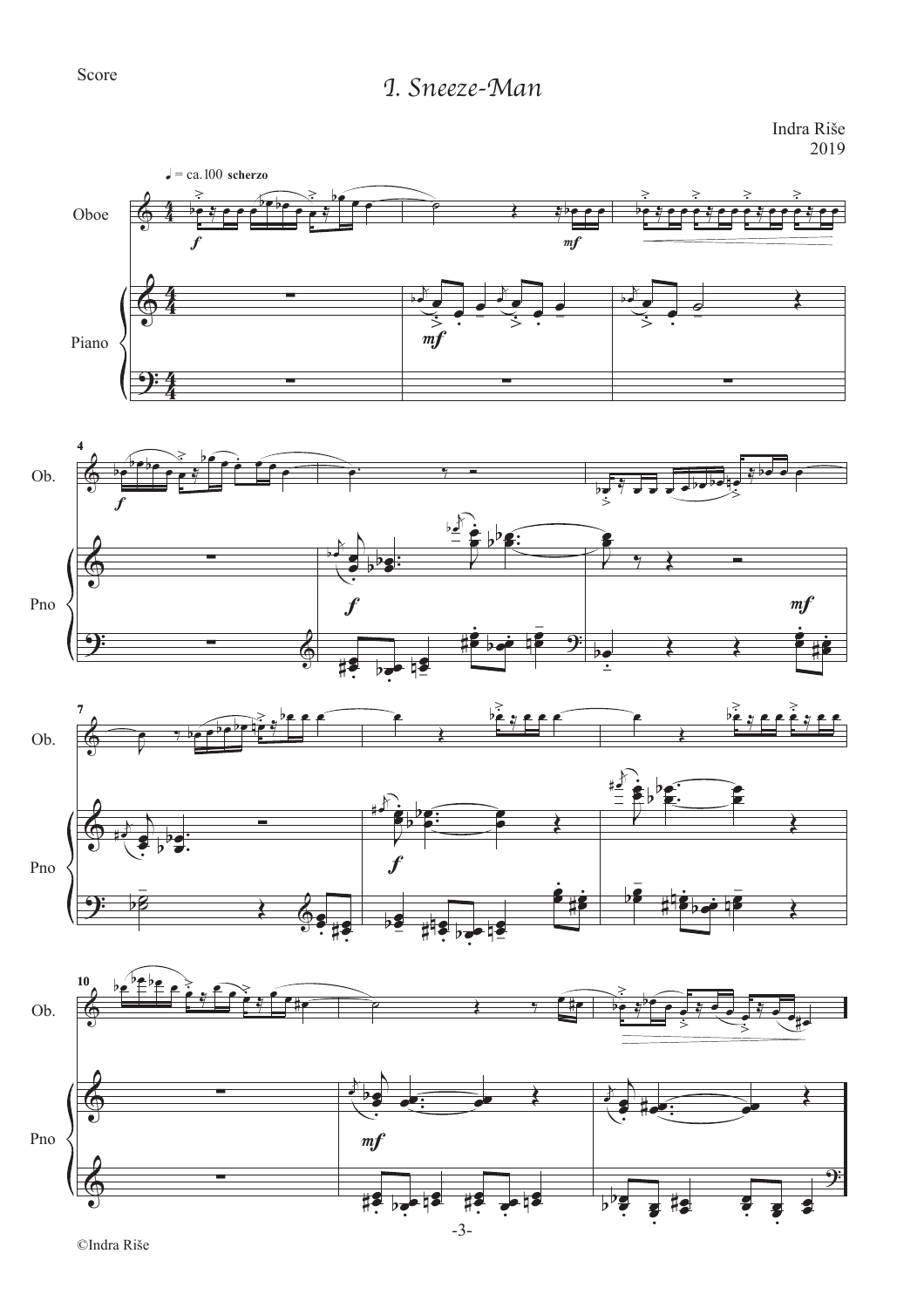# I. Sneeze-Man

Indra Riše
2019

♩ = ca. 100 **scherzo**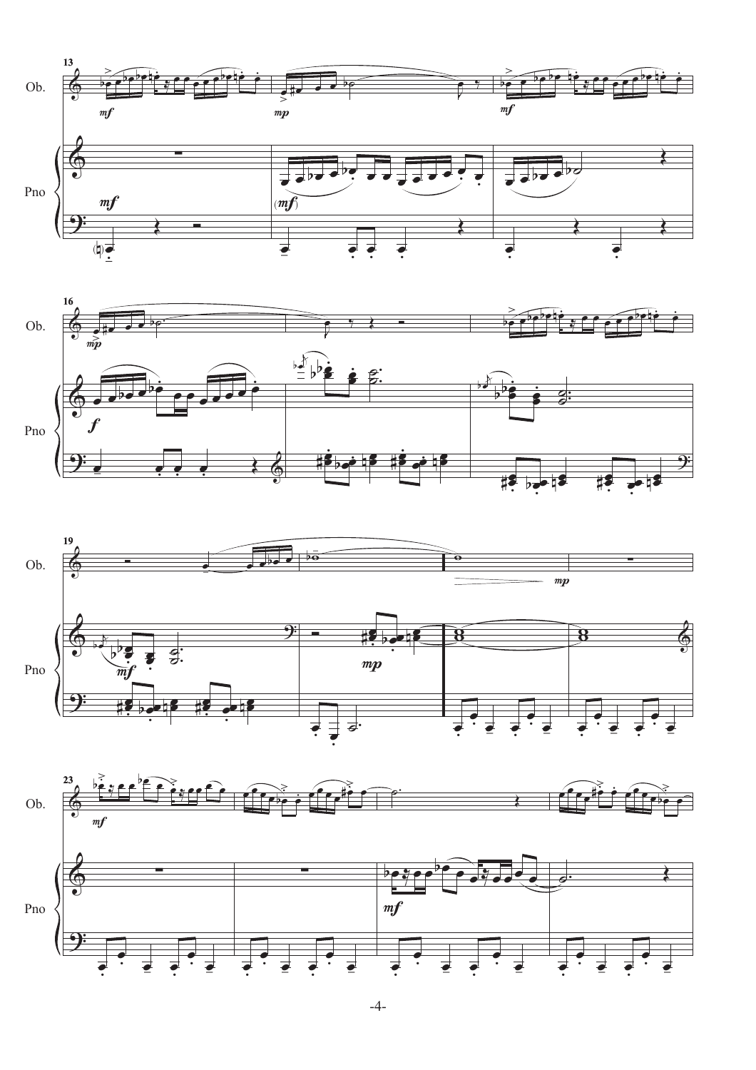Ob.

Pno

13

*mf*

*mp*

*mf*

*mf*

(*mf*)

16

*mp*

*f*

19

*mf*

*mp*

*mp*

23

*mf*

*mf*